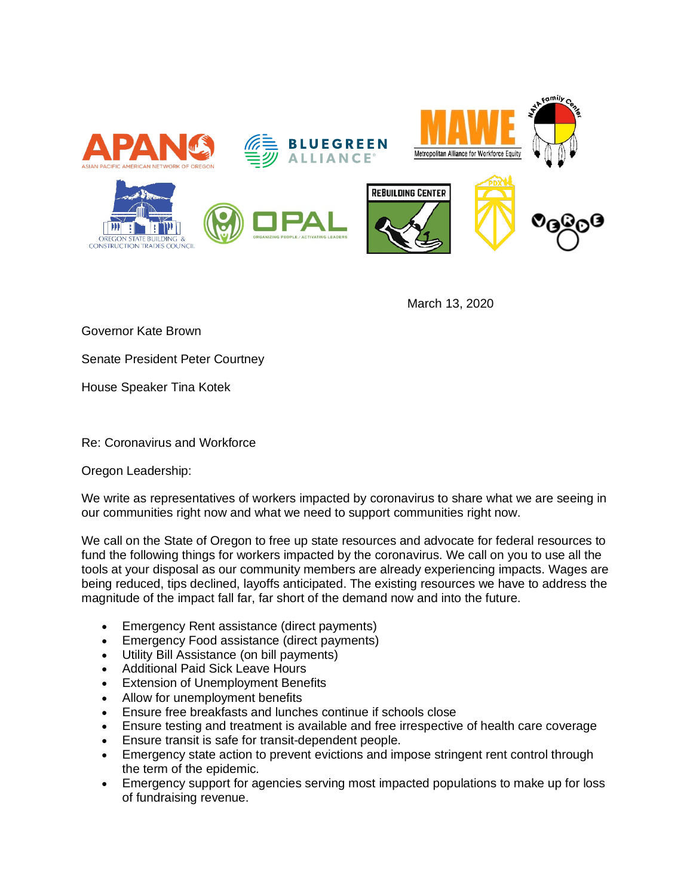March 13, 2020

Governor Kate Brown

Senate President Peter Courtney

House Speaker Tina Kotek

Re: Coronavirus and Workforce

Oregon Leadership:

We write as representatives of workers impacted by coronavirus to share what we are seeing in our communities right now and what we need to support communities right now.

We call on the State of Oregon to free up state resources and advocate for federal resources to fund the following things for workers impacted by the coronavirus. We call on you to use all the tools at your disposal as our community members are already experiencing impacts. Wages are being reduced, tips declined, layoffs anticipated. The existing resources we have to address the magnitude of the impact fall far, far short of the demand now and into the future.

- Emergency Rent assistance (direct payments)
- Emergency Food assistance (direct payments)
- Utility Bill Assistance (on bill payments)
- Additional Paid Sick Leave Hours
- Extension of Unemployment Benefits
- Allow for unemployment benefits
- Ensure free breakfasts and lunches continue if schools close
- Ensure testing and treatment is available and free irrespective of health care coverage
- Ensure transit is safe for transit-dependent people.
- Emergency state action to prevent evictions and impose stringent rent control through the term of the epidemic.
- Emergency support for agencies serving most impacted populations to make up for loss of fundraising revenue.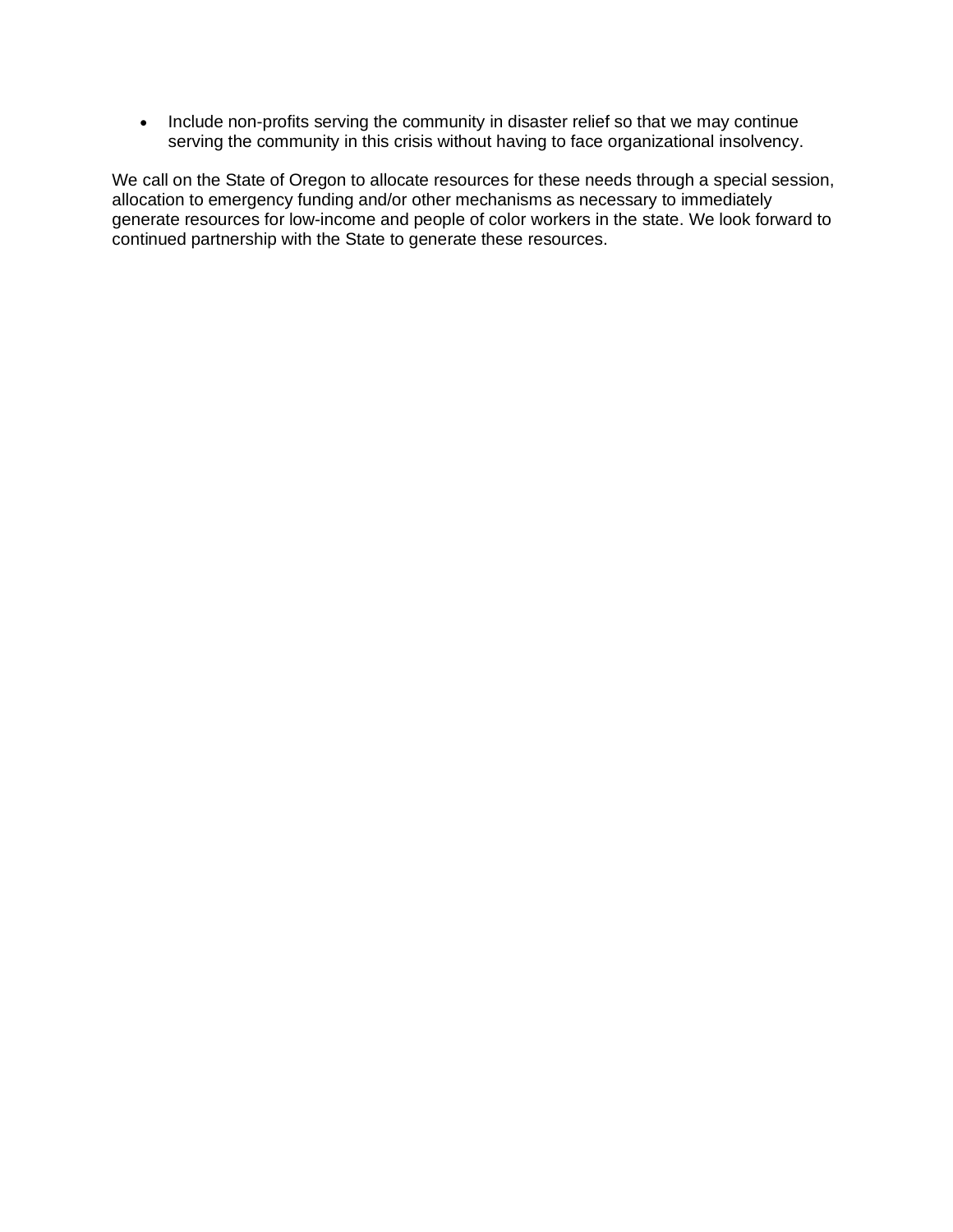- Include non-profits serving the community in disaster relief so that we may continue serving the community in this crisis without having to face organizational insolvency.

We call on the State of Oregon to allocate resources for these needs through a special session, allocation to emergency funding and/or other mechanisms as necessary to immediately generate resources for low-income and people of color workers in the state. We look forward to continued partnership with the State to generate these resources.